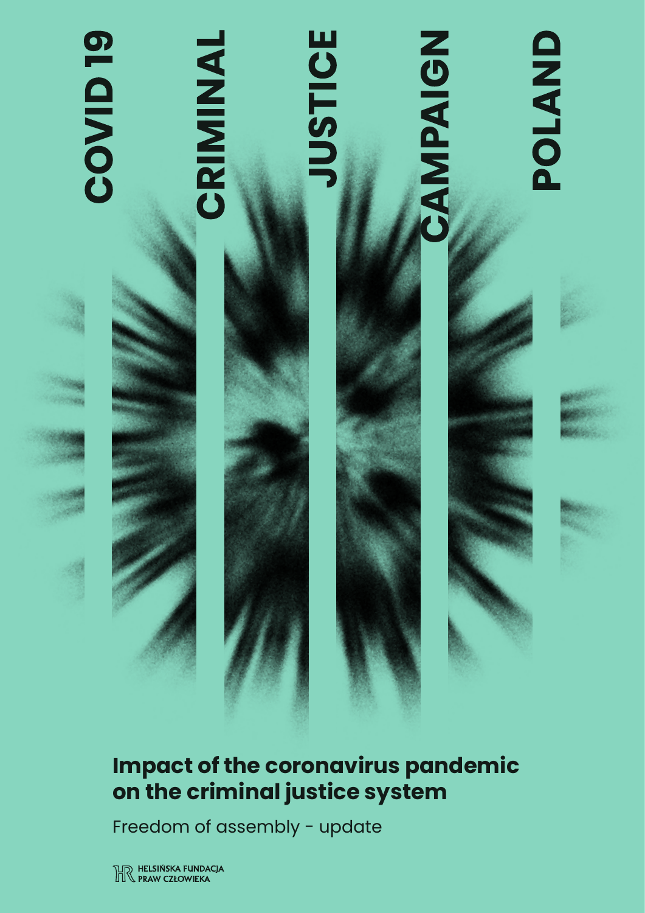COVID 19

CRIMINAL

JUSTICE

CAMPAIGN

POLAND

# Impact of the coronavirus pandemic on the criminal justice system

Freedom of assembly - update

HELSIŃSKA FUNDACJA PRAW CZŁOWIEKA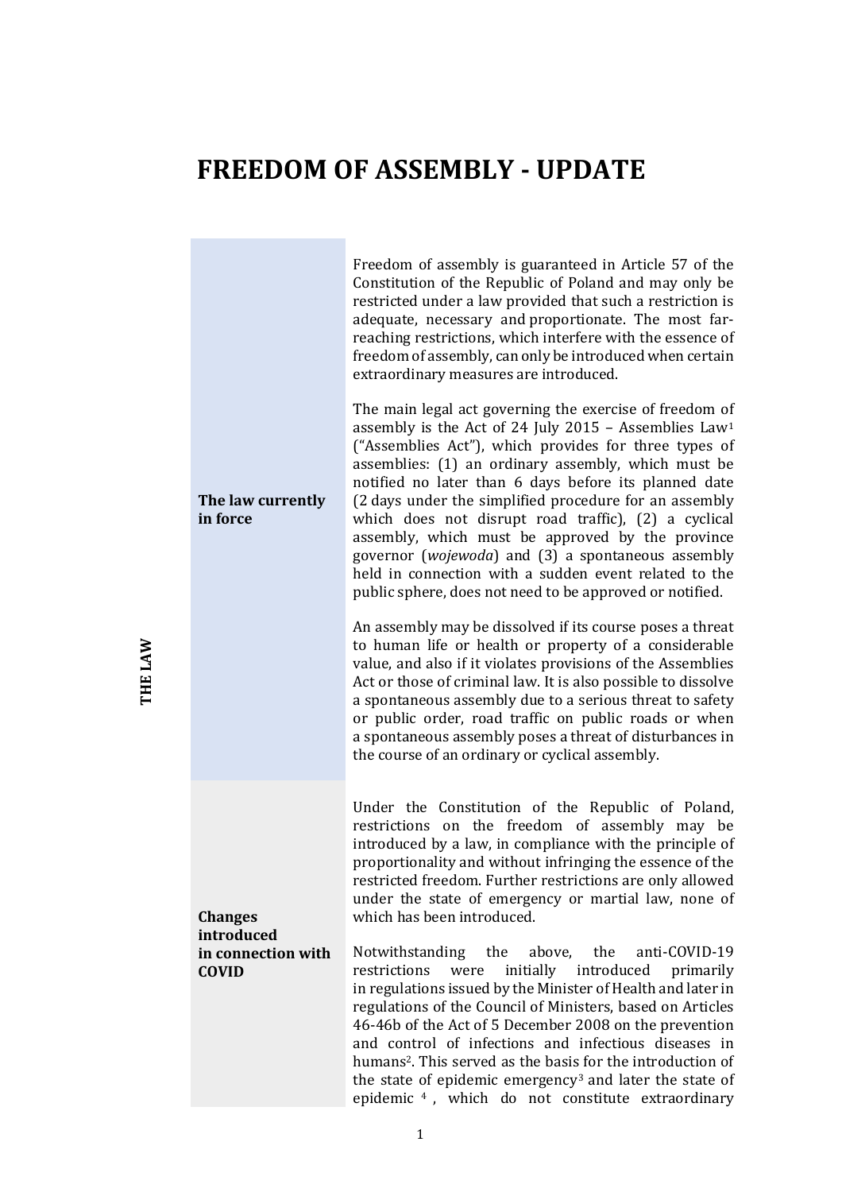# FREEDOM OF ASSEMBLY - UPDATE

**THE LAW**

| | |
|---|---|
| **The law currently in force** | Freedom of assembly is guaranteed in Article 57 of the Constitution of the Republic of Poland and may only be restricted under a law provided that such a restriction is adequate, necessary and proportionate. The most far-reaching restrictions, which interfere with the essence of freedom of assembly, can only be introduced when certain extraordinary measures are introduced.<br><br>The main legal act governing the exercise of freedom of assembly is the Act of 24 July 2015 – Assemblies Law[1] ("Assemblies Act"), which provides for three types of assemblies: (1) an ordinary assembly, which must be notified no later than 6 days before its planned date (2 days under the simplified procedure for an assembly which does not disrupt road traffic), (2) a cyclical assembly, which must be approved by the province governor (*wojewoda*) and (3) a spontaneous assembly held in connection with a sudden event related to the public sphere, does not need to be approved or notified.<br><br>An assembly may be dissolved if its course poses a threat to human life or health or property of a considerable value, and also if it violates provisions of the Assemblies Act or those of criminal law. It is also possible to dissolve a spontaneous assembly due to a serious threat to safety or public order, road traffic on public roads or when a spontaneous assembly poses a threat of disturbances in the course of an ordinary or cyclical assembly. |
| **Changes introduced in connection with COVID** | Under the Constitution of the Republic of Poland, restrictions on the freedom of assembly may be introduced by a law, in compliance with the principle of proportionality and without infringing the essence of the restricted freedom. Further restrictions are only allowed under the state of emergency or martial law, none of which has been introduced.<br><br>Notwithstanding the above, the anti-COVID-19 restrictions were initially introduced primarily in regulations issued by the Minister of Health and later in regulations of the Council of Ministers, based on Articles 46-46b of the Act of 5 December 2008 on the prevention and control of infections and infectious diseases in humans[2]. This served as the basis for the introduction of the state of epidemic emergency[3] and later the state of epidemic[4], which do not constitute extraordinary |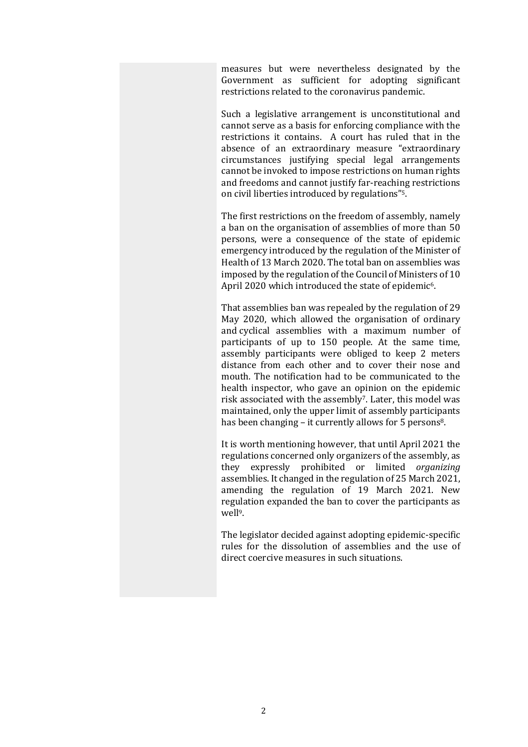measures but were nevertheless designated by the Government as sufficient for adopting significant restrictions related to the coronavirus pandemic.

Such a legislative arrangement is unconstitutional and cannot serve as a basis for enforcing compliance with the restrictions it contains. A court has ruled that in the absence of an extraordinary measure "extraordinary circumstances justifying special legal arrangements cannot be invoked to impose restrictions on human rights and freedoms and cannot justify far-reaching restrictions on civil liberties introduced by regulations"[5].

The first restrictions on the freedom of assembly, namely a ban on the organisation of assemblies of more than 50 persons, were a consequence of the state of epidemic emergency introduced by the regulation of the Minister of Health of 13 March 2020. The total ban on assemblies was imposed by the regulation of the Council of Ministers of 10 April 2020 which introduced the state of epidemic[6].

That assemblies ban was repealed by the regulation of 29 May 2020, which allowed the organisation of ordinary and cyclical assemblies with a maximum number of participants of up to 150 people. At the same time, assembly participants were obliged to keep 2 meters distance from each other and to cover their nose and mouth. The notification had to be communicated to the health inspector, who gave an opinion on the epidemic risk associated with the assembly[7]. Later, this model was maintained, only the upper limit of assembly participants has been changing – it currently allows for 5 persons[8].

It is worth mentioning however, that until April 2021 the regulations concerned only organizers of the assembly, as they expressly prohibited or limited *organizing* assemblies. It changed in the regulation of 25 March 2021, amending the regulation of 19 March 2021. New regulation expanded the ban to cover the participants as well[9].

The legislator decided against adopting epidemic-specific rules for the dissolution of assemblies and the use of direct coercive measures in such situations.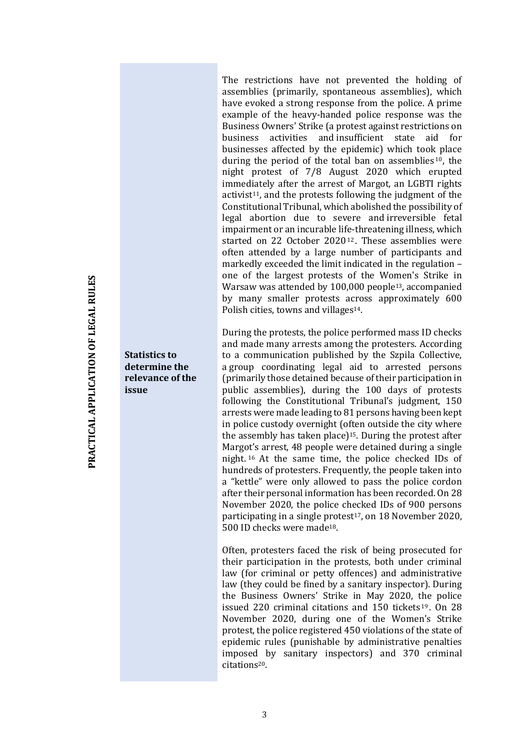The restrictions have not prevented the holding of assemblies (primarily, spontaneous assemblies), which have evoked a strong response from the police. A prime example of the heavy-handed police response was the Business Owners' Strike (a protest against restrictions on business activities and insufficient state aid for businesses affected by the epidemic) which took place during the period of the total ban on assemblies[10], the night protest of 7/8 August 2020 which erupted immediately after the arrest of Margot, an LGBTI rights activist[11], and the protests following the judgment of the Constitutional Tribunal, which abolished the possibility of legal abortion due to severe and irreversible fetal impairment or an incurable life-threatening illness, which started on 22 October 2020[12]. These assemblies were often attended by a large number of participants and markedly exceeded the limit indicated in the regulation – one of the largest protests of the Women's Strike in Warsaw was attended by 100,000 people[13], accompanied by many smaller protests across approximately 600 Polish cities, towns and villages[14].

**Statistics to determine the relevance of the issue**

During the protests, the police performed mass ID checks and made many arrests among the protesters. According to a communication published by the Szpila Collective, a group coordinating legal aid to arrested persons (primarily those detained because of their participation in public assemblies), during the 100 days of protests following the Constitutional Tribunal's judgment, 150 arrests were made leading to 81 persons having been kept in police custody overnight (often outside the city where the assembly has taken place)[15]. During the protest after Margot's arrest, 48 people were detained during a single night.[16] At the same time, the police checked IDs of hundreds of protesters. Frequently, the people taken into a "kettle" were only allowed to pass the police cordon after their personal information has been recorded. On 28 November 2020, the police checked IDs of 900 persons participating in a single protest[17], on 18 November 2020, 500 ID checks were made[18].

Often, protesters faced the risk of being prosecuted for their participation in the protests, both under criminal law (for criminal or petty offences) and administrative law (they could be fined by a sanitary inspector). During the Business Owners' Strike in May 2020, the police issued 220 criminal citations and 150 tickets[19]. On 28 November 2020, during one of the Women's Strike protest, the police registered 450 violations of the state of epidemic rules (punishable by administrative penalties imposed by sanitary inspectors) and 370 criminal citations[20].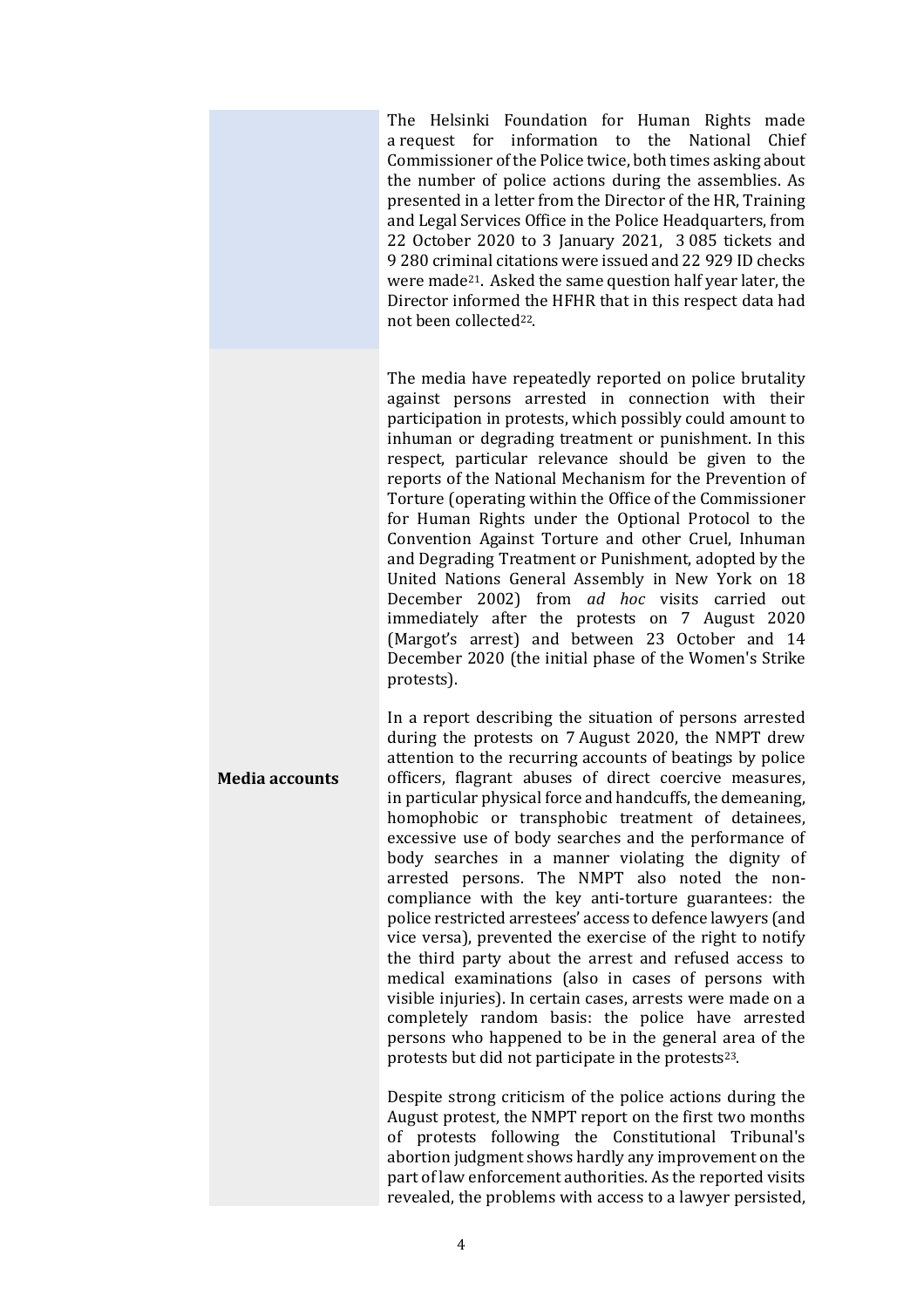The Helsinki Foundation for Human Rights made a request for information to the National Chief Commissioner of the Police twice, both times asking about the number of police actions during the assemblies. As presented in a letter from the Director of the HR, Training and Legal Services Office in the Police Headquarters, from 22 October 2020 to 3 January 2021, 3 085 tickets and 9 280 criminal citations were issued and 22 929 ID checks were made[21]. Asked the same question half year later, the Director informed the HFHR that in this respect data had not been collected[22].

**Media accounts**

The media have repeatedly reported on police brutality against persons arrested in connection with their participation in protests, which possibly could amount to inhuman or degrading treatment or punishment. In this respect, particular relevance should be given to the reports of the National Mechanism for the Prevention of Torture (operating within the Office of the Commissioner for Human Rights under the Optional Protocol to the Convention Against Torture and other Cruel, Inhuman and Degrading Treatment or Punishment, adopted by the United Nations General Assembly in New York on 18 December 2002) from *ad hoc* visits carried out immediately after the protests on 7 August 2020 (Margot's arrest) and between 23 October and 14 December 2020 (the initial phase of the Women's Strike protests).

In a report describing the situation of persons arrested during the protests on 7 August 2020, the NMPT drew attention to the recurring accounts of beatings by police officers, flagrant abuses of direct coercive measures, in particular physical force and handcuffs, the demeaning, homophobic or transphobic treatment of detainees, excessive use of body searches and the performance of body searches in a manner violating the dignity of arrested persons. The NMPT also noted the non-compliance with the key anti-torture guarantees: the police restricted arrestees' access to defence lawyers (and vice versa), prevented the exercise of the right to notify the third party about the arrest and refused access to medical examinations (also in cases of persons with visible injuries). In certain cases, arrests were made on a completely random basis: the police have arrested persons who happened to be in the general area of the protests but did not participate in the protests[23].

Despite strong criticism of the police actions during the August protest, the NMPT report on the first two months of protests following the Constitutional Tribunal's abortion judgment shows hardly any improvement on the part of law enforcement authorities. As the reported visits revealed, the problems with access to a lawyer persisted,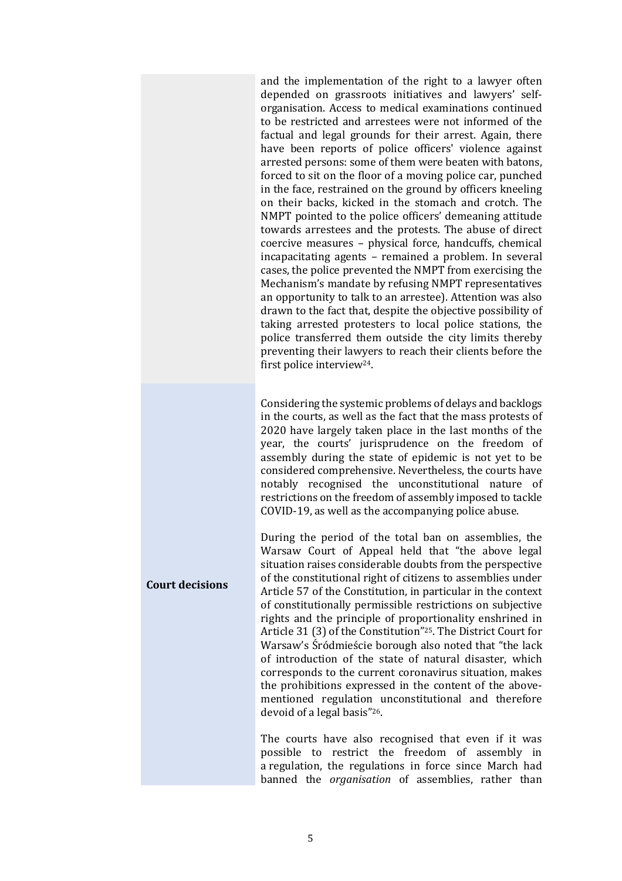| | |
|---|---|
| | and the implementation of the right to a lawyer often depended on grassroots initiatives and lawyers' self-organisation. Access to medical examinations continued to be restricted and arrestees were not informed of the factual and legal grounds for their arrest. Again, there have been reports of police officers' violence against arrested persons: some of them were beaten with batons, forced to sit on the floor of a moving police car, punched in the face, restrained on the ground by officers kneeling on their backs, kicked in the stomach and crotch. The NMPT pointed to the police officers' demeaning attitude towards arrestees and the protests. The abuse of direct coercive measures – physical force, handcuffs, chemical incapacitating agents – remained a problem. In several cases, the police prevented the NMPT from exercising the Mechanism's mandate by refusing NMPT representatives an opportunity to talk to an arrestee). Attention was also drawn to the fact that, despite the objective possibility of taking arrested protesters to local police stations, the police transferred them outside the city limits thereby preventing their lawyers to reach their clients before the first police interview[24]. |
| **Court decisions** | Considering the systemic problems of delays and backlogs in the courts, as well as the fact that the mass protests of 2020 have largely taken place in the last months of the year, the courts' jurisprudence on the freedom of assembly during the state of epidemic is not yet to be considered comprehensive. Nevertheless, the courts have notably recognised the unconstitutional nature of restrictions on the freedom of assembly imposed to tackle COVID-19, as well as the accompanying police abuse.<br><br>During the period of the total ban on assemblies, the Warsaw Court of Appeal held that "the above legal situation raises considerable doubts from the perspective of the constitutional right of citizens to assemblies under Article 57 of the Constitution, in particular in the context of constitutionally permissible restrictions on subjective rights and the principle of proportionality enshrined in Article 31 (3) of the Constitution"[25]. The District Court for Warsaw's Śródmieście borough also noted that "the lack of introduction of the state of natural disaster, which corresponds to the current coronavirus situation, makes the prohibitions expressed in the content of the above-mentioned regulation unconstitutional and therefore devoid of a legal basis"[26].<br><br>The courts have also recognised that even if it was possible to restrict the freedom of assembly in a regulation, the regulations in force since March had banned the *organisation* of assemblies, rather than |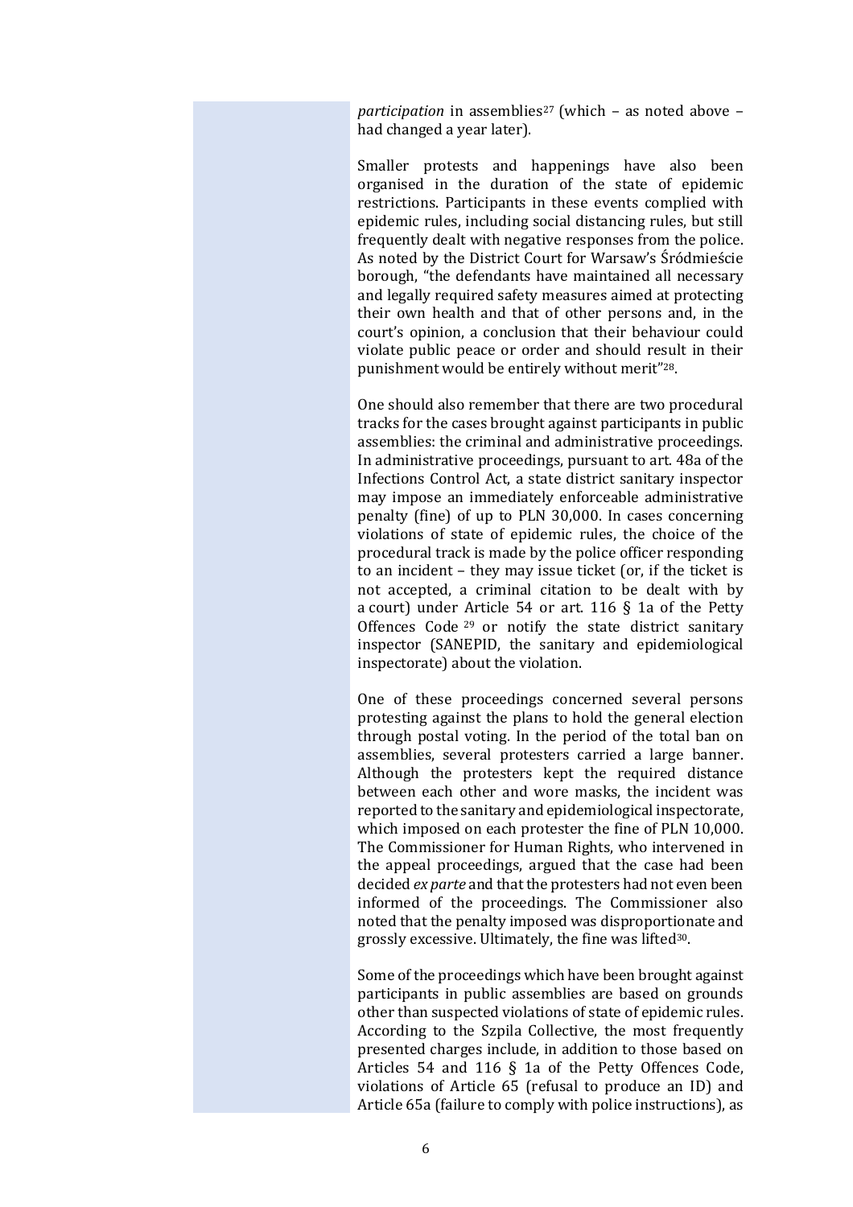*participation* in assemblies[27] (which – as noted above – had changed a year later).

Smaller protests and happenings have also been organised in the duration of the state of epidemic restrictions. Participants in these events complied with epidemic rules, including social distancing rules, but still frequently dealt with negative responses from the police. As noted by the District Court for Warsaw's Śródmieście borough, "the defendants have maintained all necessary and legally required safety measures aimed at protecting their own health and that of other persons and, in the court's opinion, a conclusion that their behaviour could violate public peace or order and should result in their punishment would be entirely without merit"[28].

One should also remember that there are two procedural tracks for the cases brought against participants in public assemblies: the criminal and administrative proceedings. In administrative proceedings, pursuant to art. 48a of the Infections Control Act, a state district sanitary inspector may impose an immediately enforceable administrative penalty (fine) of up to PLN 30,000. In cases concerning violations of state of epidemic rules, the choice of the procedural track is made by the police officer responding to an incident – they may issue ticket (or, if the ticket is not accepted, a criminal citation to be dealt with by a court) under Article 54 or art. 116 § 1a of the Petty Offences Code [29] or notify the state district sanitary inspector (SANEPID, the sanitary and epidemiological inspectorate) about the violation.

One of these proceedings concerned several persons protesting against the plans to hold the general election through postal voting. In the period of the total ban on assemblies, several protesters carried a large banner. Although the protesters kept the required distance between each other and wore masks, the incident was reported to the sanitary and epidemiological inspectorate, which imposed on each protester the fine of PLN 10,000. The Commissioner for Human Rights, who intervened in the appeal proceedings, argued that the case had been decided *ex parte* and that the protesters had not even been informed of the proceedings. The Commissioner also noted that the penalty imposed was disproportionate and grossly excessive. Ultimately, the fine was lifted[30].

Some of the proceedings which have been brought against participants in public assemblies are based on grounds other than suspected violations of state of epidemic rules. According to the Szpila Collective, the most frequently presented charges include, in addition to those based on Articles 54 and 116 § 1a of the Petty Offences Code, violations of Article 65 (refusal to produce an ID) and Article 65a (failure to comply with police instructions), as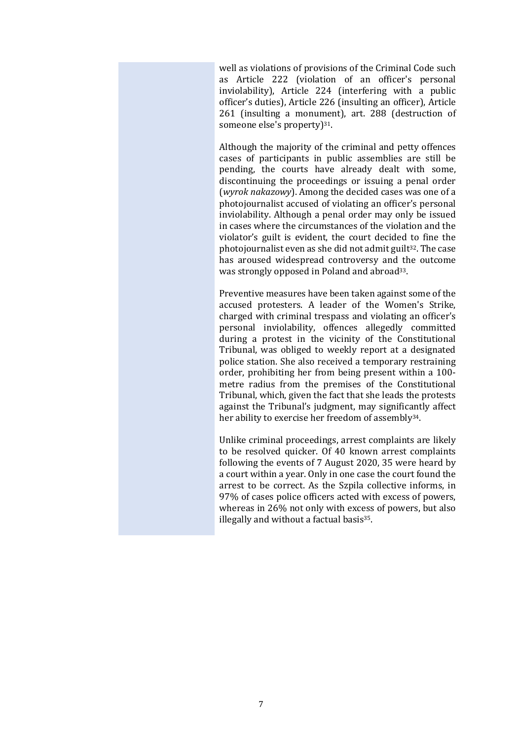well as violations of provisions of the Criminal Code such as Article 222 (violation of an officer's personal inviolability), Article 224 (interfering with a public officer's duties), Article 226 (insulting an officer), Article 261 (insulting a monument), art. 288 (destruction of someone else's property)[31].

Although the majority of the criminal and petty offences cases of participants in public assemblies are still be pending, the courts have already dealt with some, discontinuing the proceedings or issuing a penal order (*wyrok nakazowy*). Among the decided cases was one of a photojournalist accused of violating an officer's personal inviolability. Although a penal order may only be issued in cases where the circumstances of the violation and the violator's guilt is evident, the court decided to fine the photojournalist even as she did not admit guilt[32]. The case has aroused widespread controversy and the outcome was strongly opposed in Poland and abroad[33].

Preventive measures have been taken against some of the accused protesters. A leader of the Women's Strike, charged with criminal trespass and violating an officer's personal inviolability, offences allegedly committed during a protest in the vicinity of the Constitutional Tribunal, was obliged to weekly report at a designated police station. She also received a temporary restraining order, prohibiting her from being present within a 100-metre radius from the premises of the Constitutional Tribunal, which, given the fact that she leads the protests against the Tribunal's judgment, may significantly affect her ability to exercise her freedom of assembly[34].

Unlike criminal proceedings, arrest complaints are likely to be resolved quicker. Of 40 known arrest complaints following the events of 7 August 2020, 35 were heard by a court within a year. Only in one case the court found the arrest to be correct. As the Szpila collective informs, in 97% of cases police officers acted with excess of powers, whereas in 26% not only with excess of powers, but also illegally and without a factual basis[35].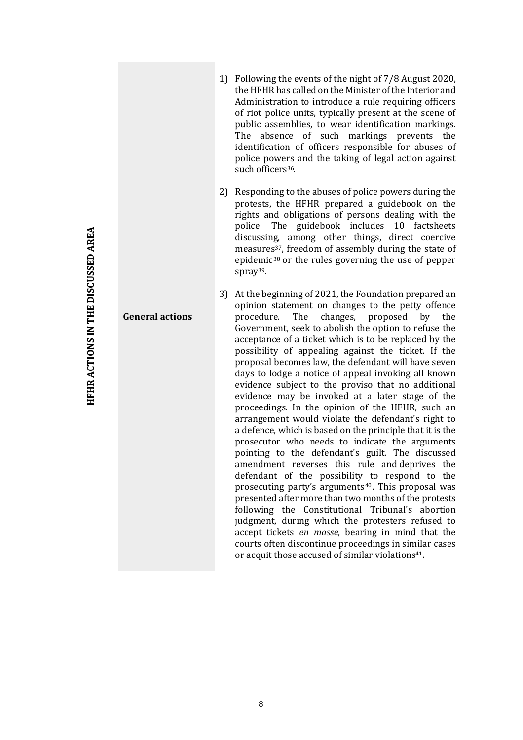**HFHR ACTIONS IN THE DISCUSSED AREA**

**General actions**

1) Following the events of the night of 7/8 August 2020, the HFHR has called on the Minister of the Interior and Administration to introduce a rule requiring officers of riot police units, typically present at the scene of public assemblies, to wear identification markings. The absence of such markings prevents the identification of officers responsible for abuses of police powers and the taking of legal action against such officers[36].

2) Responding to the abuses of police powers during the protests, the HFHR prepared a guidebook on the rights and obligations of persons dealing with the police. The guidebook includes 10 factsheets discussing, among other things, direct coercive measures[37], freedom of assembly during the state of epidemic[38] or the rules governing the use of pepper spray[39].

3) At the beginning of 2021, the Foundation prepared an opinion statement on changes to the petty offence procedure. The changes, proposed by the Government, seek to abolish the option to refuse the acceptance of a ticket which is to be replaced by the possibility of appealing against the ticket. If the proposal becomes law, the defendant will have seven days to lodge a notice of appeal invoking all known evidence subject to the proviso that no additional evidence may be invoked at a later stage of the proceedings. In the opinion of the HFHR, such an arrangement would violate the defendant's right to a defence, which is based on the principle that it is the prosecutor who needs to indicate the arguments pointing to the defendant's guilt. The discussed amendment reverses this rule and deprives the defendant of the possibility to respond to the prosecuting party's arguments[40]. This proposal was presented after more than two months of the protests following the Constitutional Tribunal's abortion judgment, during which the protesters refused to accept tickets *en masse*, bearing in mind that the courts often discontinue proceedings in similar cases or acquit those accused of similar violations[41].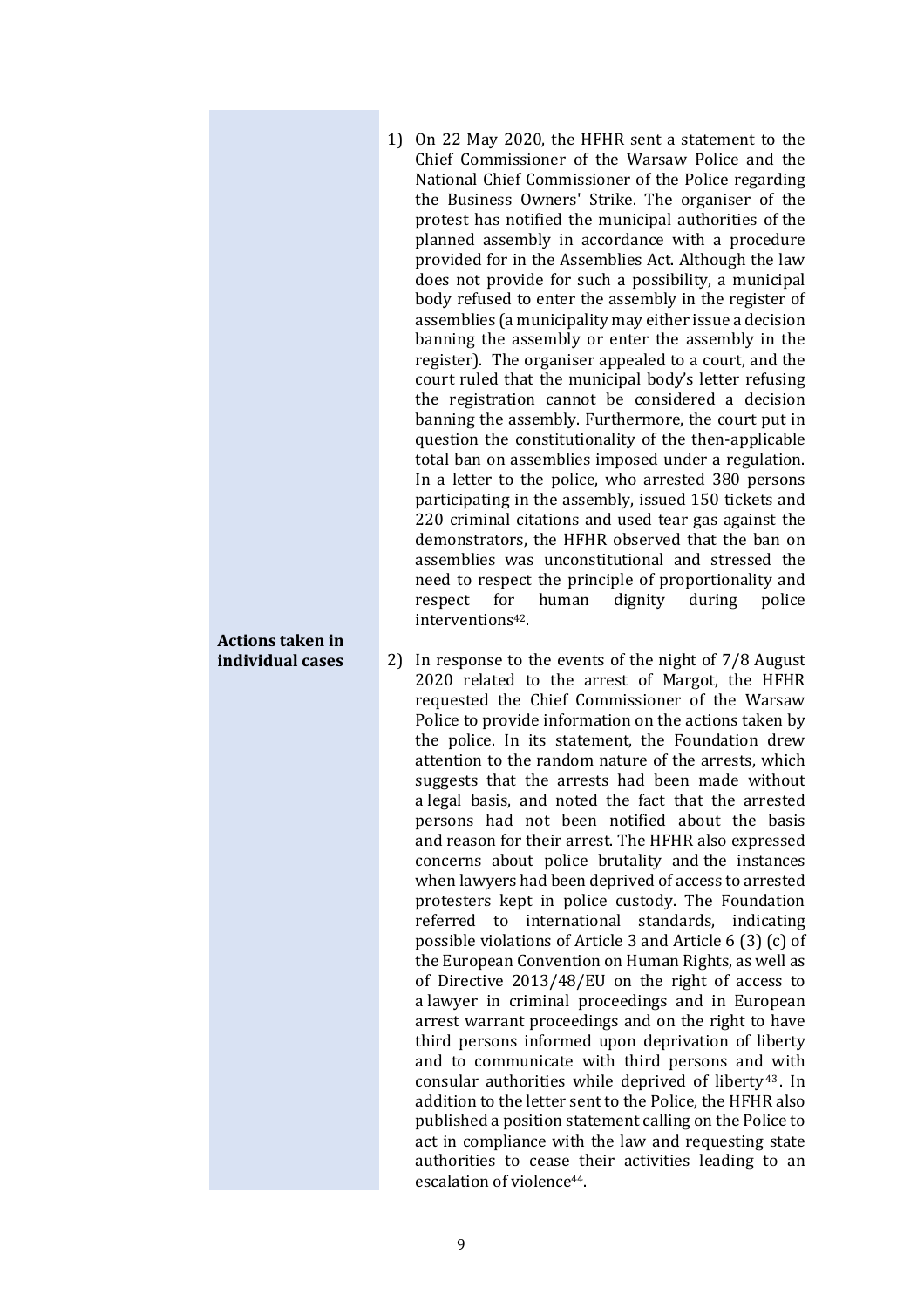**Actions taken in individual cases**

1) On 22 May 2020, the HFHR sent a statement to the Chief Commissioner of the Warsaw Police and the National Chief Commissioner of the Police regarding the Business Owners' Strike. The organiser of the protest has notified the municipal authorities of the planned assembly in accordance with a procedure provided for in the Assemblies Act. Although the law does not provide for such a possibility, a municipal body refused to enter the assembly in the register of assemblies (a municipality may either issue a decision banning the assembly or enter the assembly in the register). The organiser appealed to a court, and the court ruled that the municipal body's letter refusing the registration cannot be considered a decision banning the assembly. Furthermore, the court put in question the constitutionality of the then-applicable total ban on assemblies imposed under a regulation. In a letter to the police, who arrested 380 persons participating in the assembly, issued 150 tickets and 220 criminal citations and used tear gas against the demonstrators, the HFHR observed that the ban on assemblies was unconstitutional and stressed the need to respect the principle of proportionality and respect for human dignity during police interventions[42].

2) In response to the events of the night of 7/8 August 2020 related to the arrest of Margot, the HFHR requested the Chief Commissioner of the Warsaw Police to provide information on the actions taken by the police. In its statement, the Foundation drew attention to the random nature of the arrests, which suggests that the arrests had been made without a legal basis, and noted the fact that the arrested persons had not been notified about the basis and reason for their arrest. The HFHR also expressed concerns about police brutality and the instances when lawyers had been deprived of access to arrested protesters kept in police custody. The Foundation referred to international standards, indicating possible violations of Article 3 and Article 6 (3) (c) of the European Convention on Human Rights, as well as of Directive 2013/48/EU on the right of access to a lawyer in criminal proceedings and in European arrest warrant proceedings and on the right to have third persons informed upon deprivation of liberty and to communicate with third persons and with consular authorities while deprived of liberty[43]. In addition to the letter sent to the Police, the HFHR also published a position statement calling on the Police to act in compliance with the law and requesting state authorities to cease their activities leading to an escalation of violence[44].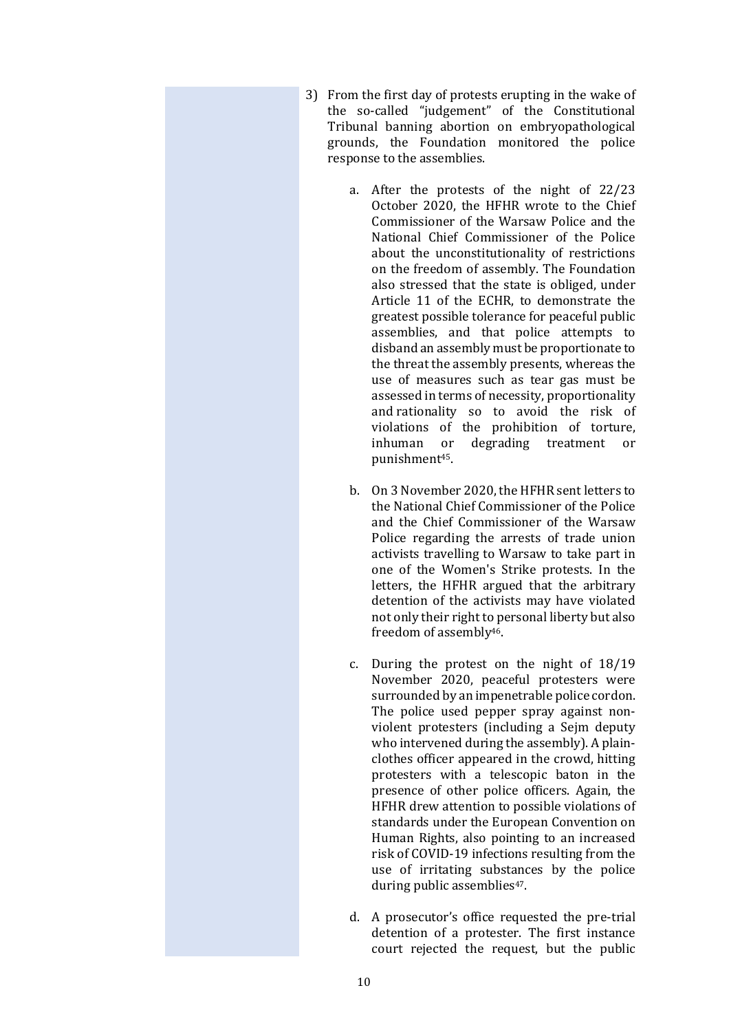3) From the first day of protests erupting in the wake of the so-called "judgement" of the Constitutional Tribunal banning abortion on embryopathological grounds, the Foundation monitored the police response to the assemblies.

   a. After the protests of the night of 22/23 October 2020, the HFHR wrote to the Chief Commissioner of the Warsaw Police and the National Chief Commissioner of the Police about the unconstitutionality of restrictions on the freedom of assembly. The Foundation also stressed that the state is obliged, under Article 11 of the ECHR, to demonstrate the greatest possible tolerance for peaceful public assemblies, and that police attempts to disband an assembly must be proportionate to the threat the assembly presents, whereas the use of measures such as tear gas must be assessed in terms of necessity, proportionality and rationality so to avoid the risk of violations of the prohibition of torture, inhuman or degrading treatment or punishment[45].

   b. On 3 November 2020, the HFHR sent letters to the National Chief Commissioner of the Police and the Chief Commissioner of the Warsaw Police regarding the arrests of trade union activists travelling to Warsaw to take part in one of the Women's Strike protests. In the letters, the HFHR argued that the arbitrary detention of the activists may have violated not only their right to personal liberty but also freedom of assembly[46].

   c. During the protest on the night of 18/19 November 2020, peaceful protesters were surrounded by an impenetrable police cordon. The police used pepper spray against non-violent protesters (including a Sejm deputy who intervened during the assembly). A plain-clothes officer appeared in the crowd, hitting protesters with a telescopic baton in the presence of other police officers. Again, the HFHR drew attention to possible violations of standards under the European Convention on Human Rights, also pointing to an increased risk of COVID-19 infections resulting from the use of irritating substances by the police during public assemblies[47].

   d. A prosecutor's office requested the pre-trial detention of a protester. The first instance court rejected the request, but the public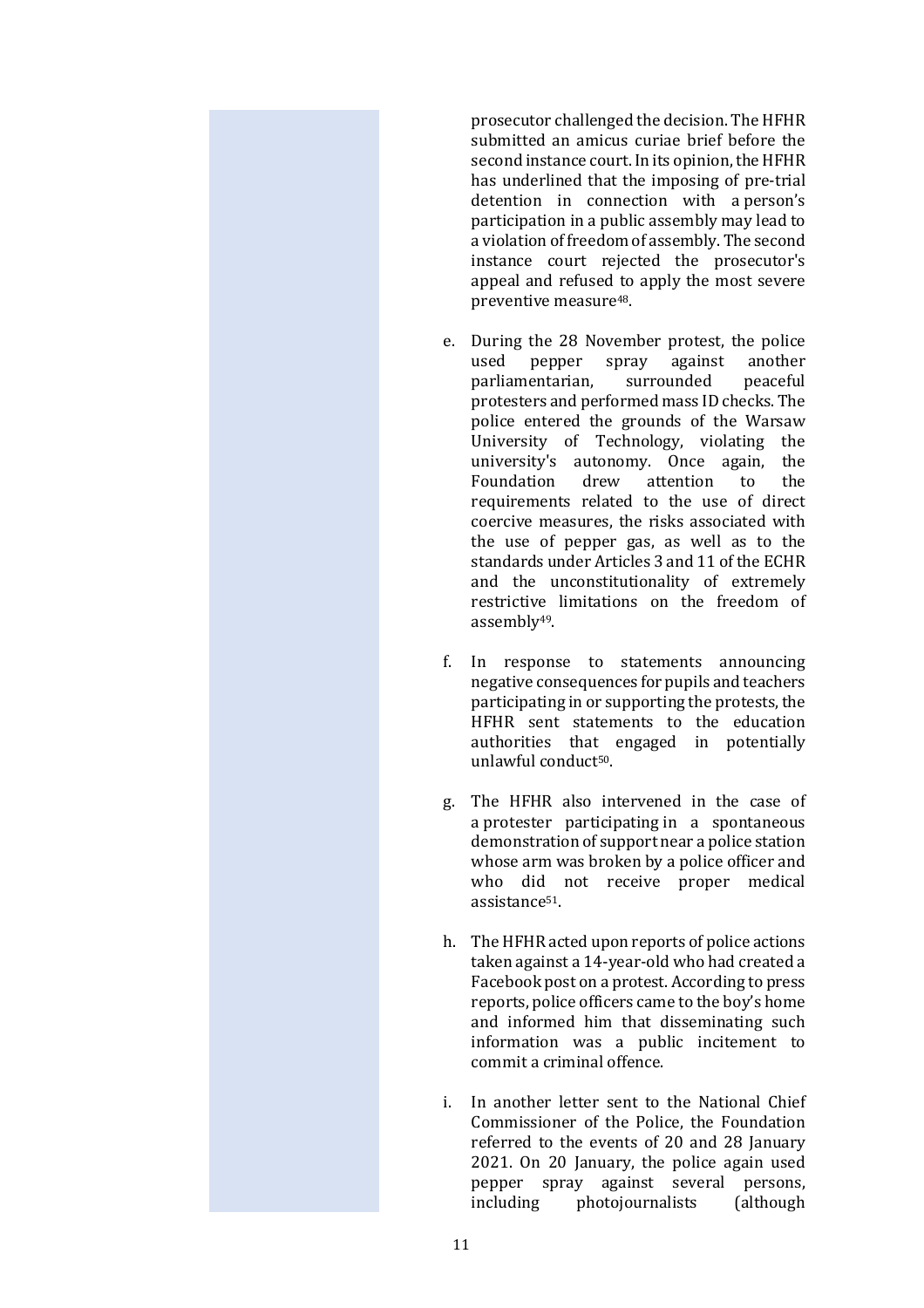prosecutor challenged the decision. The HFHR submitted an amicus curiae brief before the second instance court. In its opinion, the HFHR has underlined that the imposing of pre-trial detention in connection with a person's participation in a public assembly may lead to a violation of freedom of assembly. The second instance court rejected the prosecutor's appeal and refused to apply the most severe preventive measure[48].

e. During the 28 November protest, the police used pepper spray against another parliamentarian, surrounded peaceful protesters and performed mass ID checks. The police entered the grounds of the Warsaw University of Technology, violating the university's autonomy. Once again, the Foundation drew attention to the requirements related to the use of direct coercive measures, the risks associated with the use of pepper gas, as well as to the standards under Articles 3 and 11 of the ECHR and the unconstitutionality of extremely restrictive limitations on the freedom of assembly[49].

f. In response to statements announcing negative consequences for pupils and teachers participating in or supporting the protests, the HFHR sent statements to the education authorities that engaged in potentially unlawful conduct[50].

g. The HFHR also intervened in the case of a protester participating in a spontaneous demonstration of support near a police station whose arm was broken by a police officer and who did not receive proper medical assistance[51].

h. The HFHR acted upon reports of police actions taken against a 14-year-old who had created a Facebook post on a protest. According to press reports, police officers came to the boy's home and informed him that disseminating such information was a public incitement to commit a criminal offence.

i. In another letter sent to the National Chief Commissioner of the Police, the Foundation referred to the events of 20 and 28 January 2021. On 20 January, the police again used pepper spray against several persons, including photojournalists (although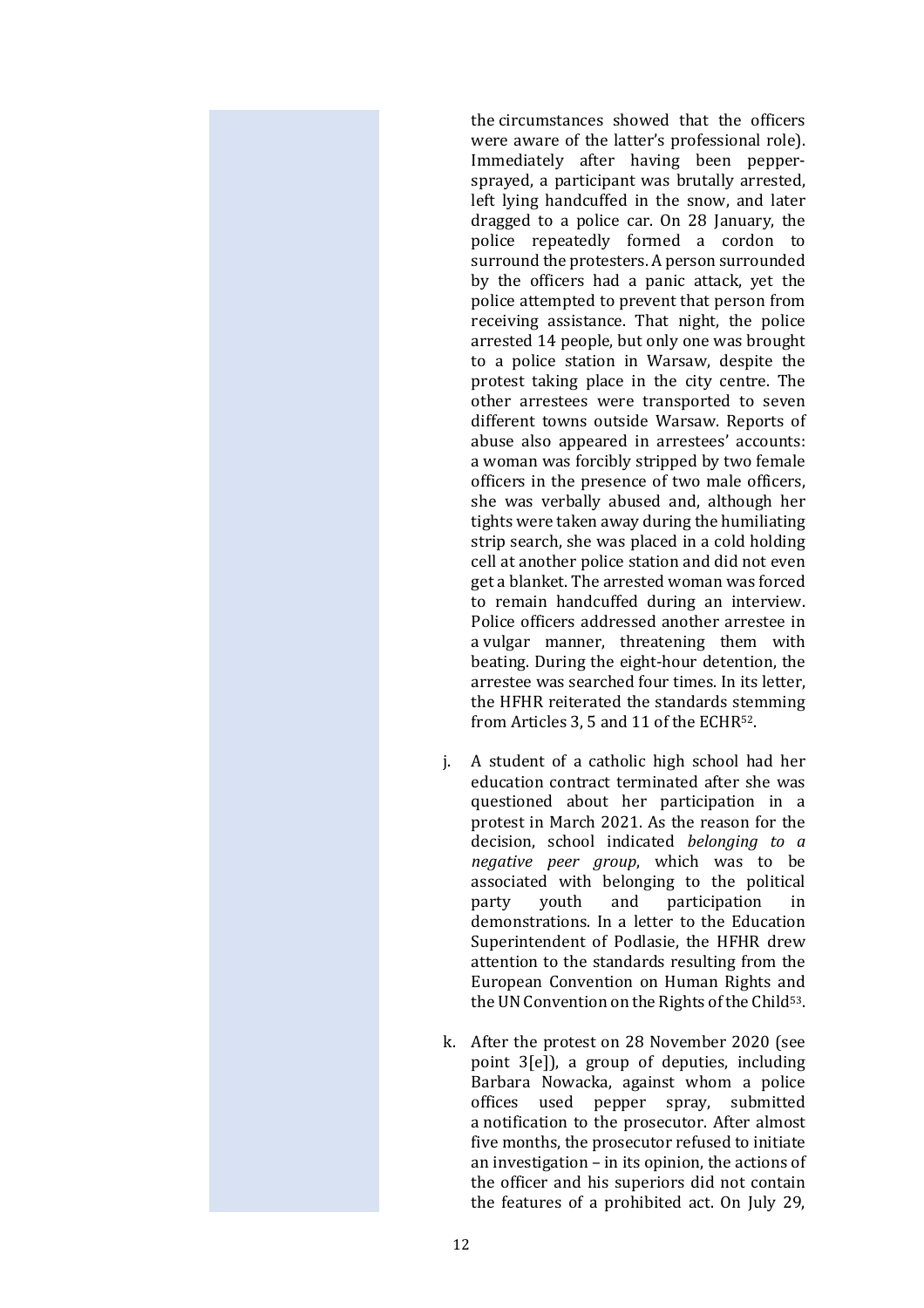the circumstances showed that the officers were aware of the latter's professional role). Immediately after having been pepper-sprayed, a participant was brutally arrested, left lying handcuffed in the snow, and later dragged to a police car. On 28 January, the police repeatedly formed a cordon to surround the protesters. A person surrounded by the officers had a panic attack, yet the police attempted to prevent that person from receiving assistance. That night, the police arrested 14 people, but only one was brought to a police station in Warsaw, despite the protest taking place in the city centre. The other arrestees were transported to seven different towns outside Warsaw. Reports of abuse also appeared in arrestees' accounts: a woman was forcibly stripped by two female officers in the presence of two male officers, she was verbally abused and, although her tights were taken away during the humiliating strip search, she was placed in a cold holding cell at another police station and did not even get a blanket. The arrested woman was forced to remain handcuffed during an interview. Police officers addressed another arrestee in a vulgar manner, threatening them with beating. During the eight-hour detention, the arrestee was searched four times. In its letter, the HFHR reiterated the standards stemming from Articles 3, 5 and 11 of the ECHR[52].

j. A student of a catholic high school had her education contract terminated after she was questioned about her participation in a protest in March 2021. As the reason for the decision, school indicated *belonging to a negative peer group*, which was to be associated with belonging to the political party youth and participation in demonstrations. In a letter to the Education Superintendent of Podlasie, the HFHR drew attention to the standards resulting from the European Convention on Human Rights and the UN Convention on the Rights of the Child[53].

k. After the protest on 28 November 2020 (see point 3[e]), a group of deputies, including Barbara Nowacka, against whom a police offices used pepper spray, submitted a notification to the prosecutor. After almost five months, the prosecutor refused to initiate an investigation – in its opinion, the actions of the officer and his superiors did not contain the features of a prohibited act. On July 29,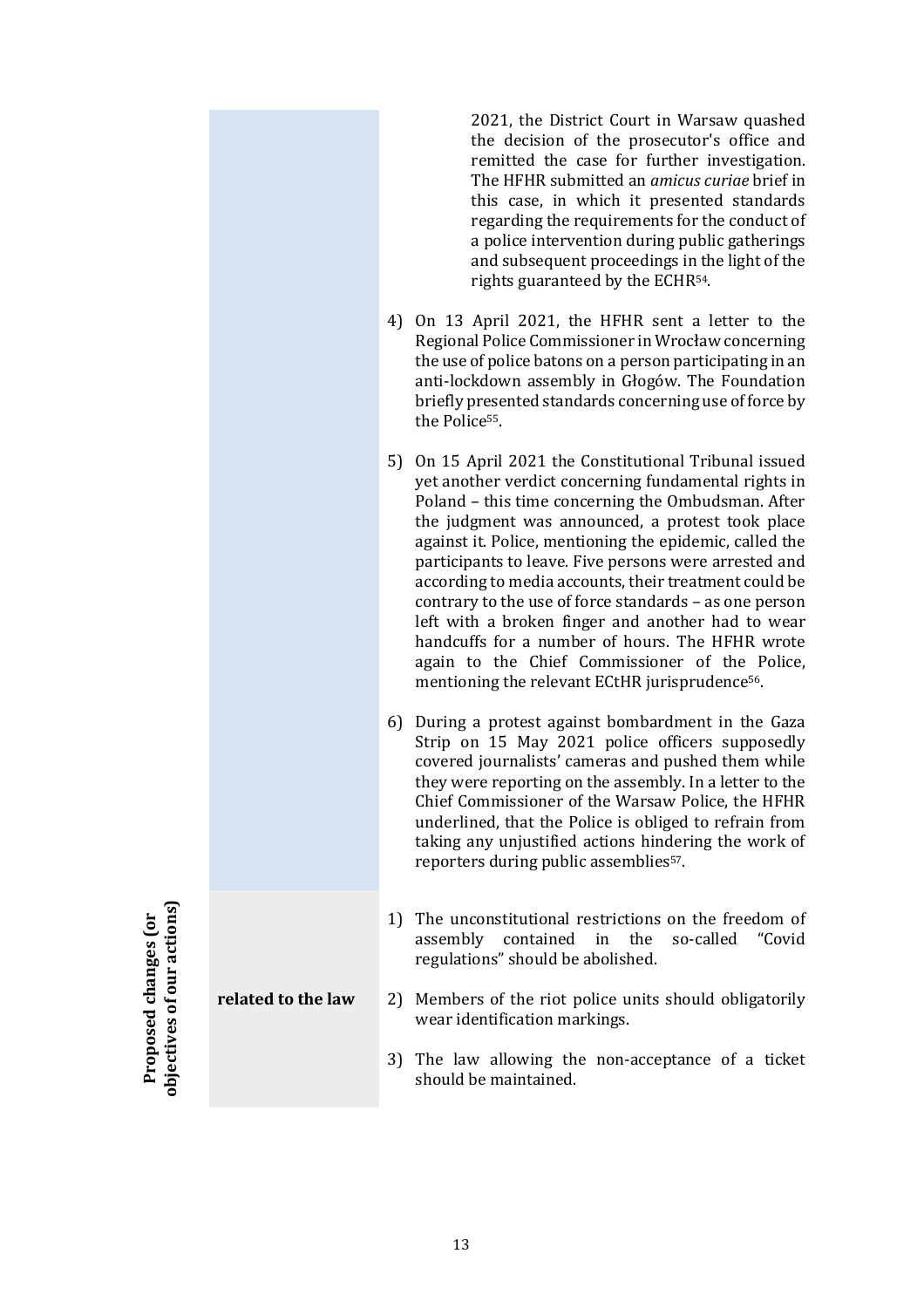2021, the District Court in Warsaw quashed the decision of the prosecutor's office and remitted the case for further investigation. The HFHR submitted an *amicus curiae* brief in this case, in which it presented standards regarding the requirements for the conduct of a police intervention during public gatherings and subsequent proceedings in the light of the rights guaranteed by the ECHR[54].

4) On 13 April 2021, the HFHR sent a letter to the Regional Police Commissioner in Wrocław concerning the use of police batons on a person participating in an anti-lockdown assembly in Głogów. The Foundation briefly presented standards concerning use of force by the Police[55].

5) On 15 April 2021 the Constitutional Tribunal issued yet another verdict concerning fundamental rights in Poland – this time concerning the Ombudsman. After the judgment was announced, a protest took place against it. Police, mentioning the epidemic, called the participants to leave. Five persons were arrested and according to media accounts, their treatment could be contrary to the use of force standards – as one person left with a broken finger and another had to wear handcuffs for a number of hours. The HFHR wrote again to the Chief Commissioner of the Police, mentioning the relevant ECtHR jurisprudence[56].

6) During a protest against bombardment in the Gaza Strip on 15 May 2021 police officers supposedly covered journalists' cameras and pushed them while they were reporting on the assembly. In a letter to the Chief Commissioner of the Warsaw Police, the HFHR underlined, that the Police is obliged to refrain from taking any unjustified actions hindering the work of reporters during public assemblies[57].

**Proposed changes (or objectives of our actions)**

**related to the law**

1) The unconstitutional restrictions on the freedom of assembly contained in the so-called "Covid regulations" should be abolished.
2) Members of the riot police units should obligatorily wear identification markings.
3) The law allowing the non-acceptance of a ticket should be maintained.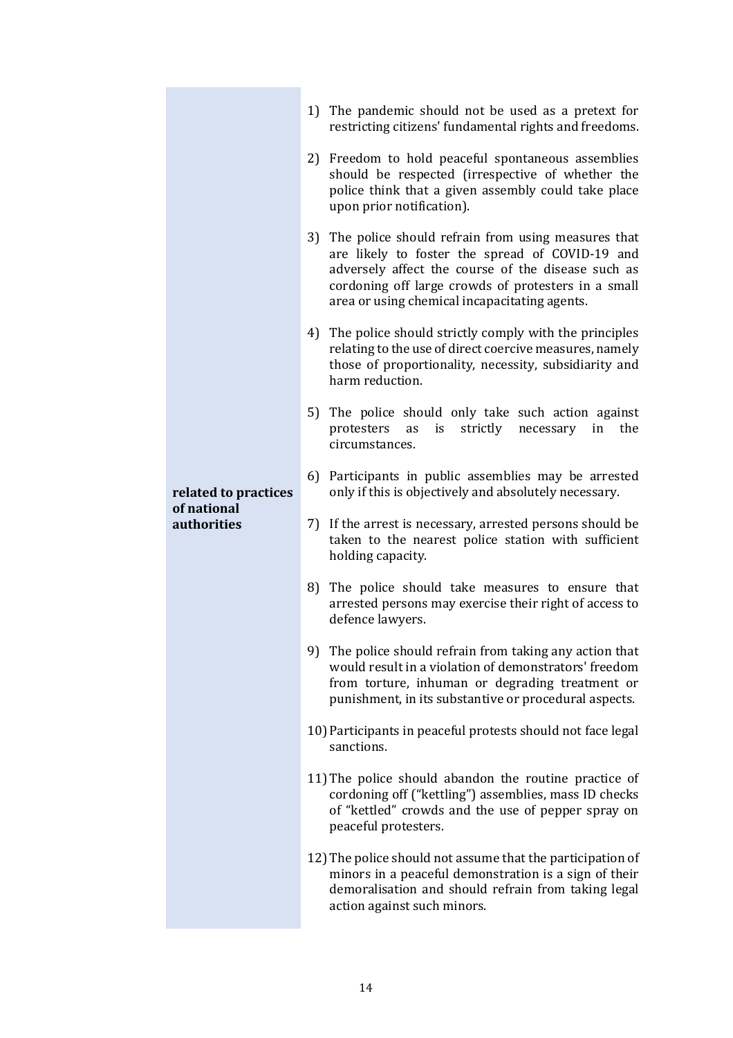| | |
|---|---|
| **related to practices of national authorities** | 1) The pandemic should not be used as a pretext for restricting citizens' fundamental rights and freedoms.<br><br>2) Freedom to hold peaceful spontaneous assemblies should be respected (irrespective of whether the police think that a given assembly could take place upon prior notification).<br><br>3) The police should refrain from using measures that are likely to foster the spread of COVID-19 and adversely affect the course of the disease such as cordoning off large crowds of protesters in a small area or using chemical incapacitating agents.<br><br>4) The police should strictly comply with the principles relating to the use of direct coercive measures, namely those of proportionality, necessity, subsidiarity and harm reduction.<br><br>5) The police should only take such action against protesters as is strictly necessary in the circumstances.<br><br>6) Participants in public assemblies may be arrested only if this is objectively and absolutely necessary.<br><br>7) If the arrest is necessary, arrested persons should be taken to the nearest police station with sufficient holding capacity.<br><br>8) The police should take measures to ensure that arrested persons may exercise their right of access to defence lawyers.<br><br>9) The police should refrain from taking any action that would result in a violation of demonstrators' freedom from torture, inhuman or degrading treatment or punishment, in its substantive or procedural aspects.<br><br>10) Participants in peaceful protests should not face legal sanctions.<br><br>11) The police should abandon the routine practice of cordoning off ("kettling") assemblies, mass ID checks of "kettled" crowds and the use of pepper spray on peaceful protesters.<br><br>12) The police should not assume that the participation of minors in a peaceful demonstration is a sign of their demoralisation and should refrain from taking legal action against such minors. |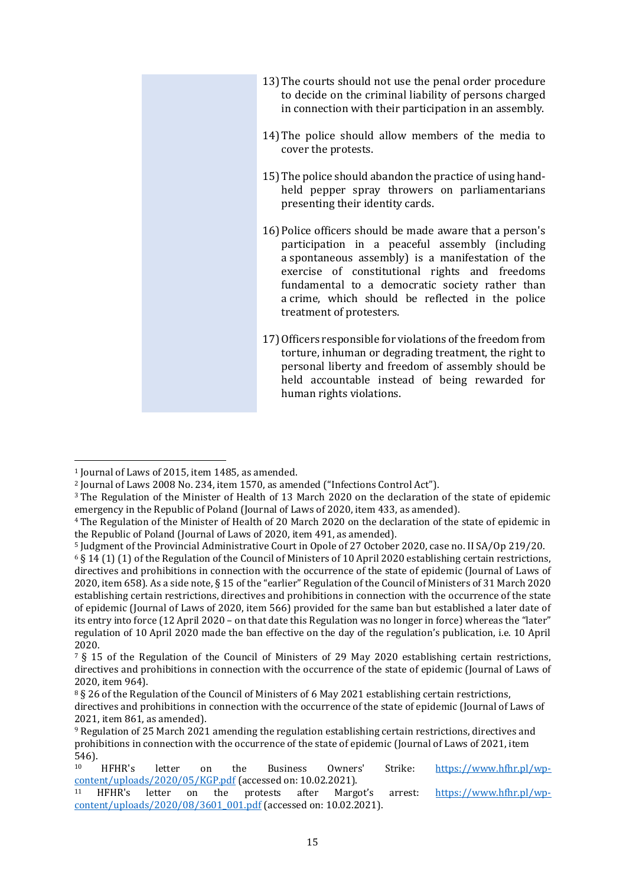13) The courts should not use the penal order procedure to decide on the criminal liability of persons charged in connection with their participation in an assembly.

14) The police should allow members of the media to cover the protests.

15) The police should abandon the practice of using hand-held pepper spray throwers on parliamentarians presenting their identity cards.

16) Police officers should be made aware that a person's participation in a peaceful assembly (including a spontaneous assembly) is a manifestation of the exercise of constitutional rights and freedoms fundamental to a democratic society rather than a crime, which should be reflected in the police treatment of protesters.

17) Officers responsible for violations of the freedom from torture, inhuman or degrading treatment, the right to personal liberty and freedom of assembly should be held accountable instead of being rewarded for human rights violations.

---

[1] Journal of Laws of 2015, item 1485, as amended.

[2] Journal of Laws 2008 No. 234, item 1570, as amended ("Infections Control Act").

[3] The Regulation of the Minister of Health of 13 March 2020 on the declaration of the state of epidemic emergency in the Republic of Poland (Journal of Laws of 2020, item 433, as amended).

[4] The Regulation of the Minister of Health of 20 March 2020 on the declaration of the state of epidemic in the Republic of Poland (Journal of Laws of 2020, item 491, as amended).

[5] Judgment of the Provincial Administrative Court in Opole of 27 October 2020, case no. II SA/Op 219/20.

[6] § 14 (1) (1) of the Regulation of the Council of Ministers of 10 April 2020 establishing certain restrictions, directives and prohibitions in connection with the occurrence of the state of epidemic (Journal of Laws of 2020, item 658). As a side note, § 15 of the "earlier" Regulation of the Council of Ministers of 31 March 2020 establishing certain restrictions, directives and prohibitions in connection with the occurrence of the state of epidemic (Journal of Laws of 2020, item 566) provided for the same ban but established a later date of its entry into force (12 April 2020 – on that date this Regulation was no longer in force) whereas the "later" regulation of 10 April 2020 made the ban effective on the day of the regulation's publication, i.e. 10 April 2020.

[7] § 15 of the Regulation of the Council of Ministers of 29 May 2020 establishing certain restrictions, directives and prohibitions in connection with the occurrence of the state of epidemic (Journal of Laws of 2020, item 964).

[8] § 26 of the Regulation of the Council of Ministers of 6 May 2021 establishing certain restrictions, directives and prohibitions in connection with the occurrence of the state of epidemic (Journal of Laws of 2021, item 861, as amended).

[9] Regulation of 25 March 2021 amending the regulation establishing certain restrictions, directives and prohibitions in connection with the occurrence of the state of epidemic (Journal of Laws of 2021, item 546).

[10] HFHR's letter on the Business Owners' Strike: https://www.hfhr.pl/wp-content/uploads/2020/05/KGP.pdf (accessed on: 10.02.2021).

[11] HFHR's letter on the protests after Margot's arrest: https://www.hfhr.pl/wp-content/uploads/2020/08/3601_001.pdf (accessed on: 10.02.2021).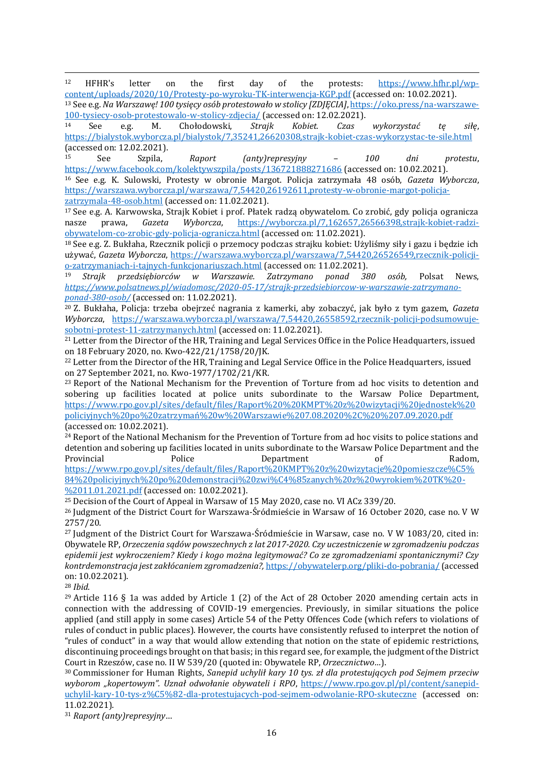[12] HFHR's letter on the first day of the protests: https://www.hfhr.pl/wp-content/uploads/2020/10/Protesty-po-wyroku-TK-interwencja-KGP.pdf (accessed on: 10.02.2021).

[13] See e.g. *Na Warszawę! 100 tysięcy osób protestowało w stolicy [ZDJĘCIA]*, https://oko.press/na-warszawe-100-tysiecy-osob-protestowalo-w-stolicy-zdjecia/ (accessed on: 12.02.2021).

[14] See e.g. M. Chołodowski, *Strajk Kobiet. Czas wykorzystać tę siłę*, https://bialystok.wyborcza.pl/bialystok/7,35241,26620308,strajk-kobiet-czas-wykorzystac-te-sile.html (accessed on: 12.02.2021).

[15] See Szpila, *Raport (anty)represyjny – 100 dni protestu*, https://www.facebook.com/kolektywszpila/posts/136721888271686 (accessed on: 10.02.2021).

[16] See e.g. K. Sulowski, Protesty w obronie Margot. Policja zatrzymała 48 osób, *Gazeta Wyborcza*, https://warszawa.wyborcza.pl/warszawa/7,54420,26192611,protesty-w-obronie-margot-policja-zatrzymala-48-osob.html (accessed on: 11.02.2021).

[17] See e.g. A. Karwowska, Strajk Kobiet i prof. Płatek radzą obywatelom. Co zrobić, gdy policja ogranicza nasze prawa, *Gazeta Wyborcza*, https://wyborcza.pl/7,162657,26566398,strajk-kobiet-radzi-obywatelom-co-zrobic-gdy-policja-ogranicza.html (accessed on: 11.02.2021).

[18] See e.g. Z. Bukłaha, Rzecznik policji o przemocy podczas strajku kobiet: Użyliśmy siły i gazu i będzie ich używać, *Gazeta Wyborcza*, https://warszawa.wyborcza.pl/warszawa/7,54420,26526549,rzecznik-policji-o-zatrzymaniach-i-tajnych-funkcjonariuszach.html (accessed on: 11.02.2021).

[19] *Strajk przedsiębiorców w Warszawie. Zatrzymano ponad 380 osób,* Polsat News, *https://www.polsatnews.pl/wiadomosc/2020-05-17/strajk-przedsiebiorcow-w-warszawie-zatrzymano-ponad-380-osob/* (accessed on: 11.02.2021).

[20] Z. Bukłaha, Policja: trzeba obejrzeć nagrania z kamerki, aby zobaczyć, jak było z tym gazem, *Gazeta Wyborcza*, https://warszawa.wyborcza.pl/warszawa/7,54420,26558592,rzecznik-policji-podsumowuje-sobotni-protest-11-zatrzymanych.html (accessed on: 11.02.2021).

[21] Letter from the Director of the HR, Training and Legal Services Office in the Police Headquarters, issued on 18 February 2020, no. Kwo-422/21/1758/20/JK.

[22] Letter from the Director of the HR, Training and Legal Service Office in the Police Headquarters, issued on 27 September 2021, no. Kwo-1977/1702/21/KR.

[23] Report of the National Mechanism for the Prevention of Torture from ad hoc visits to detention and sobering up facilities located at police units subordinate to the Warsaw Police Department, https://www.rpo.gov.pl/sites/default/files/Raport%20%20KMPT%20z%20wizytacji%20jednostek%20policyjnych%20po%20zatrzymań%20w%20Warszawie%207.08.2020%2C%20%207.09.2020.pdf (accessed on: 10.02.2021).

[24] Report of the National Mechanism for the Prevention of Torture from ad hoc visits to police stations and detention and sobering up facilities located in units subordinate to the Warsaw Police Department and the Provincial Police Department of Radom, https://www.rpo.gov.pl/sites/default/files/Raport%20KMPT%20z%20wizytacje%20pomieszcze%C5%84%20policyjnych%20po%20demonstracji%20zwi%C4%85zanych%20z%20wyrokiem%20TK%20-%2011.01.2021.pdf (accessed on: 10.02.2021).

[25] Decision of the Court of Appeal in Warsaw of 15 May 2020, case no. VI ACz 339/20.

[26] Judgment of the District Court for Warszawa-Śródmieście in Warsaw of 16 October 2020, case no. V W 2757/20.

[27] Judgment of the District Court for Warszawa-Śródmieście in Warsaw, case no. V W 1083/20, cited in: Obywatele RP, *Orzeczenia sądów powszechnych z lat 2017-2020. Czy uczestniczenie w zgromadzeniu podczas epidemii jest wykroczeniem? Kiedy i kogo można legitymować? Co ze zgromadzeniami spontanicznymi? Czy kontrdemonstracja jest zakłócaniem zgromadzenia?,* https://obywatelerp.org/pliki-do-pobrania/ (accessed on: 10.02.2021).

[28] *Ibid*.

[29] Article 116 § 1a was added by Article 1 (2) of the Act of 28 October 2020 amending certain acts in connection with the addressing of COVID-19 emergencies. Previously, in similar situations the police applied (and still apply in some cases) Article 54 of the Petty Offences Code (which refers to violations of rules of conduct in public places). However, the courts have consistently refused to interpret the notion of "rules of conduct" in a way that would allow extending that notion on the state of epidemic restrictions, discontinuing proceedings brought on that basis; in this regard see, for example, the judgment of the District Court in Rzeszów, case no. II W 539/20 (quoted in: Obywatele RP, *Orzecznictwo…*).

[30] Commissioner for Human Rights, *Sanepid uchylił kary 10 tys. zł dla protestujących pod Sejmem przeciw wyborom „kopertowym". Uznał odwołanie obywateli i RPO*, https://www.rpo.gov.pl/pl/content/sanepid-uchylil-kary-10-tys-z%C5%82-dla-protestujacych-pod-sejmem-odwolanie-RPO-skuteczne (accessed on: 11.02.2021).

[31] *Raport (anty)represyjny…*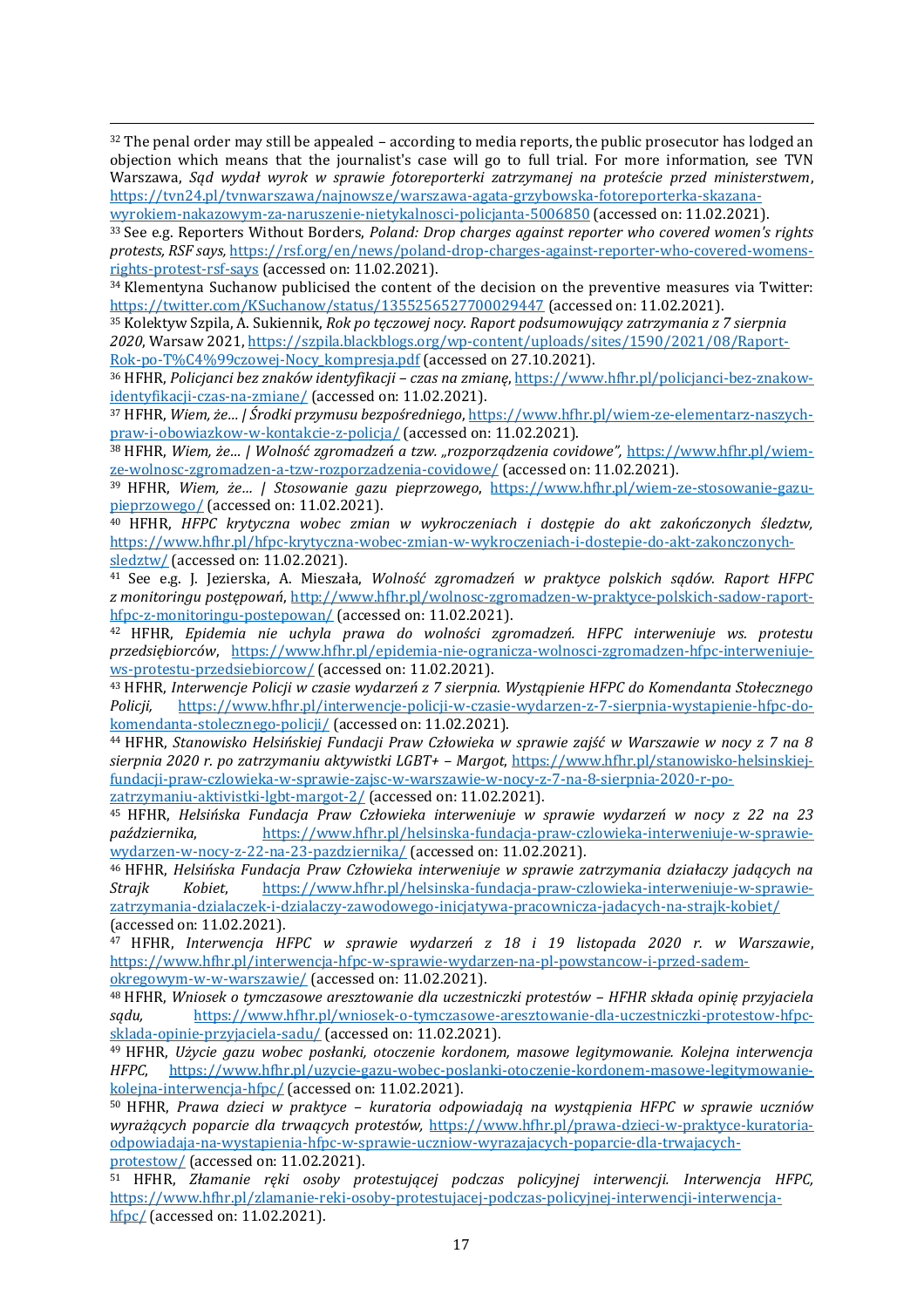[32] The penal order may still be appealed – according to media reports, the public prosecutor has lodged an objection which means that the journalist's case will go to full trial. For more information, see TVN Warszawa, *Sąd wydał wyrok w sprawie fotoreporterki zatrzymanej na proteście przed ministerstwem*, https://tvn24.pl/tvnwarszawa/najnowsze/warszawa-agata-grzybowska-fotoreporterka-skazana-wyrokiem-nakazowym-za-naruszenie-nietykalnosci-policjanta-5006850 (accessed on: 11.02.2021).

[33] See e.g. Reporters Without Borders, *Poland: Drop charges against reporter who covered women's rights protests, RSF says,* https://rsf.org/en/news/poland-drop-charges-against-reporter-who-covered-womens-rights-protest-rsf-says (accessed on: 11.02.2021).

[34] Klementyna Suchanow publicised the content of the decision on the preventive measures via Twitter: https://twitter.com/KSuchanow/status/1355256527700029447 (accessed on: 11.02.2021).

[35] Kolektyw Szpila, A. Sukiennik, *Rok po tęczowej nocy. Raport podsumowujący zatrzymania z 7 sierpnia 2020*, Warsaw 2021, https://szpila.blackblogs.org/wp-content/uploads/sites/1590/2021/08/Raport-Rok-po-T%C4%99czowej-Nocy_kompresja.pdf (accessed on 27.10.2021).

[36] HFHR, *Policjanci bez znaków identyfikacji – czas na zmianę*, https://www.hfhr.pl/policjanci-bez-znakow-identyfikacji-czas-na-zmiane/ (accessed on: 11.02.2021).

[37] HFHR, *Wiem, że… | Środki przymusu bezpośredniego*, https://www.hfhr.pl/wiem-ze-elementarz-naszych-praw-i-obowiazkow-w-kontakcie-z-policja/ (accessed on: 11.02.2021).

[38] HFHR, *Wiem, że… | Wolność zgromadzeń a tzw. „rozporządzenia covidowe",* https://www.hfhr.pl/wiem-ze-wolnosc-zgromadzen-a-tzw-rozporzadzenia-covidowe/ (accessed on: 11.02.2021).

[39] HFHR, *Wiem, że… | Stosowanie gazu pieprzowego*, https://www.hfhr.pl/wiem-ze-stosowanie-gazu-pieprzowego/ (accessed on: 11.02.2021).

[40] HFHR, *HFPC krytyczna wobec zmian w wykroczeniach i dostępie do akt zakończonych śledztw,* https://www.hfhr.pl/hfpc-krytyczna-wobec-zmian-w-wykroczeniach-i-dostepie-do-akt-zakonczonych-sledztw/ (accessed on: 11.02.2021).

[41] See e.g. J. Jezierska, A. Mieszała, *Wolność zgromadzeń w praktyce polskich sądów. Raport HFPC z monitoringu postępowań*, http://www.hfhr.pl/wolnosc-zgromadzen-w-praktyce-polskich-sadow-raport-hfpc-z-monitoringu-postepowan/ (accessed on: 11.02.2021).

[42] HFHR, *Epidemia nie uchyla prawa do wolności zgromadzeń. HFPC interweniuje ws. protestu przedsiębiorców*, https://www.hfhr.pl/epidemia-nie-ogranicza-wolnosci-zgromadzen-hfpc-interweniuje-ws-protestu-przedsiebiorcow/ (accessed on: 11.02.2021).

[43] HFHR, *Interwencje Policji w czasie wydarzeń z 7 sierpnia. Wystąpienie HFPC do Komendanta Stołecznego Policji,* https://www.hfhr.pl/interwencje-policji-w-czasie-wydarzen-z-7-sierpnia-wystapienie-hfpc-do-komendanta-stolecznego-policji/ (accessed on: 11.02.2021).

[44] HFHR, *Stanowisko Helsińskiej Fundacji Praw Człowieka w sprawie zajść w Warszawie w nocy z 7 na 8 sierpnia 2020 r. po zatrzymaniu aktywistki LGBT+ – Margot*, https://www.hfhr.pl/stanowisko-helsinskiej-fundacji-praw-czlowieka-w-sprawie-zajsc-w-warszawie-w-nocy-z-7-na-8-sierpnia-2020-r-po-zatrzymaniu-aktivistki-lgbt-margot-2/ (accessed on: 11.02.2021).

[45] HFHR, *Helsińska Fundacja Praw Człowieka interweniuje w sprawie wydarzeń w nocy z 22 na 23 października*, https://www.hfhr.pl/helsinska-fundacja-praw-czlowieka-interweniuje-w-sprawie-wydarzen-w-nocy-z-22-na-23-pazdziernika/ (accessed on: 11.02.2021).

[46] HFHR, *Helsińska Fundacja Praw Człowieka interweniuje w sprawie zatrzymania działaczy jadących na Strajk Kobiet*, https://www.hfhr.pl/helsinska-fundacja-praw-czlowieka-interweniuje-w-sprawie-zatrzymania-dzialaczek-i-dzialaczy-zawodowego-inicjatywa-pracownicza-jadacych-na-strajk-kobiet/ (accessed on: 11.02.2021).

[47] HFHR, *Interwencja HFPC w sprawie wydarzeń z 18 i 19 listopada 2020 r. w Warszawie*, https://www.hfhr.pl/interwencja-hfpc-w-sprawie-wydarzen-na-pl-powstancow-i-przed-sadem-okregowym-w-w-warszawie/ (accessed on: 11.02.2021).

[48] HFHR, *Wniosek o tymczasowe aresztowanie dla uczestniczki protestów – HFHR składa opinię przyjaciela sądu,* https://www.hfhr.pl/wniosek-o-tymczasowe-aresztowanie-dla-uczestniczki-protestow-hfpc-sklada-opinie-przyjaciela-sadu/ (accessed on: 11.02.2021).

[49] HFHR, *Użycie gazu wobec posłanki, otoczenie kordonem, masowe legitymowanie. Kolejna interwencja HFPC,* https://www.hfhr.pl/uzycie-gazu-wobec-poslanki-otoczenie-kordonem-masowe-legitymowanie-kolejna-interwencja-hfpc/ (accessed on: 11.02.2021).

[50] HFHR, *Prawa dzieci w praktyce – kuratoria odpowiadają na wystąpienia HFPC w sprawie uczniów wyrażających poparcie dla trwających protestów,* https://www.hfhr.pl/prawa-dzieci-w-praktyce-kuratoria-odpowiadaja-na-wystapienia-hfpc-w-sprawie-uczniow-wyrazajacych-poparcie-dla-trwajacych-protestow/ (accessed on: 11.02.2021).

[51] HFHR, *Złamanie ręki osoby protestującej podczas policyjnej interwencji. Interwencja HFPC,* https://www.hfhr.pl/zlamanie-reki-osoby-protestujacej-podczas-policyjnej-interwencji-interwencja-hfpc/ (accessed on: 11.02.2021).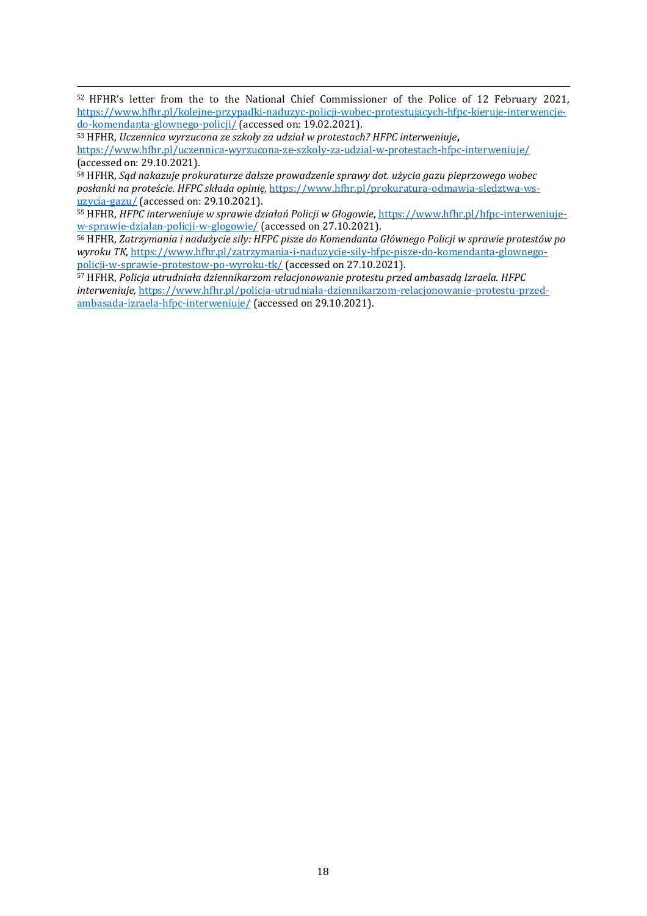[52] HFHR's letter from the to the National Chief Commissioner of the Police of 12 February 2021, https://www.hfhr.pl/kolejne-przypadki-naduzyc-policji-wobec-protestujacych-hfpc-kieruje-interwencje-do-komendanta-glownego-policji/ (accessed on: 19.02.2021).

[53] HFHR, *Uczennica wyrzucona ze szkoły za udział w protestach? HFPC interweniuje*, https://www.hfhr.pl/uczennica-wyrzucona-ze-szkoly-za-udzial-w-protestach-hfpc-interweniuje/ (accessed on: 29.10.2021).

[54] HFHR, *Sąd nakazuje prokuraturze dalsze prowadzenie sprawy dot. użycia gazu pieprzowego wobec posłanki na proteście. HFPC składa opinię*, https://www.hfhr.pl/prokuratura-odmawia-sledztwa-ws-uzycia-gazu/ (accessed on: 29.10.2021).

[55] HFHR, *HFPC interweniuje w sprawie działań Policji w Głogowie*, https://www.hfhr.pl/hfpc-interweniuje-w-sprawie-dzialan-policji-w-glogowie/ (accessed on 27.10.2021).

[56] HFHR, *Zatrzymania i nadużycie siły: HFPC pisze do Komendanta Głównego Policji w sprawie protestów po wyroku TK*, https://www.hfhr.pl/zatrzymania-i-naduzycie-sily-hfpc-pisze-do-komendanta-glownego-policji-w-sprawie-protestow-po-wyroku-tk/ (accessed on 27.10.2021).

[57] HFHR, *Policja utrudniała dziennikarzom relacjonowanie protestu przed ambasadą Izraela. HFPC interweniuje,* https://www.hfhr.pl/policja-utrudniala-dziennikarzom-relacjonowanie-protestu-przed-ambasada-izraela-hfpc-interweniuje/ (accessed on 29.10.2021).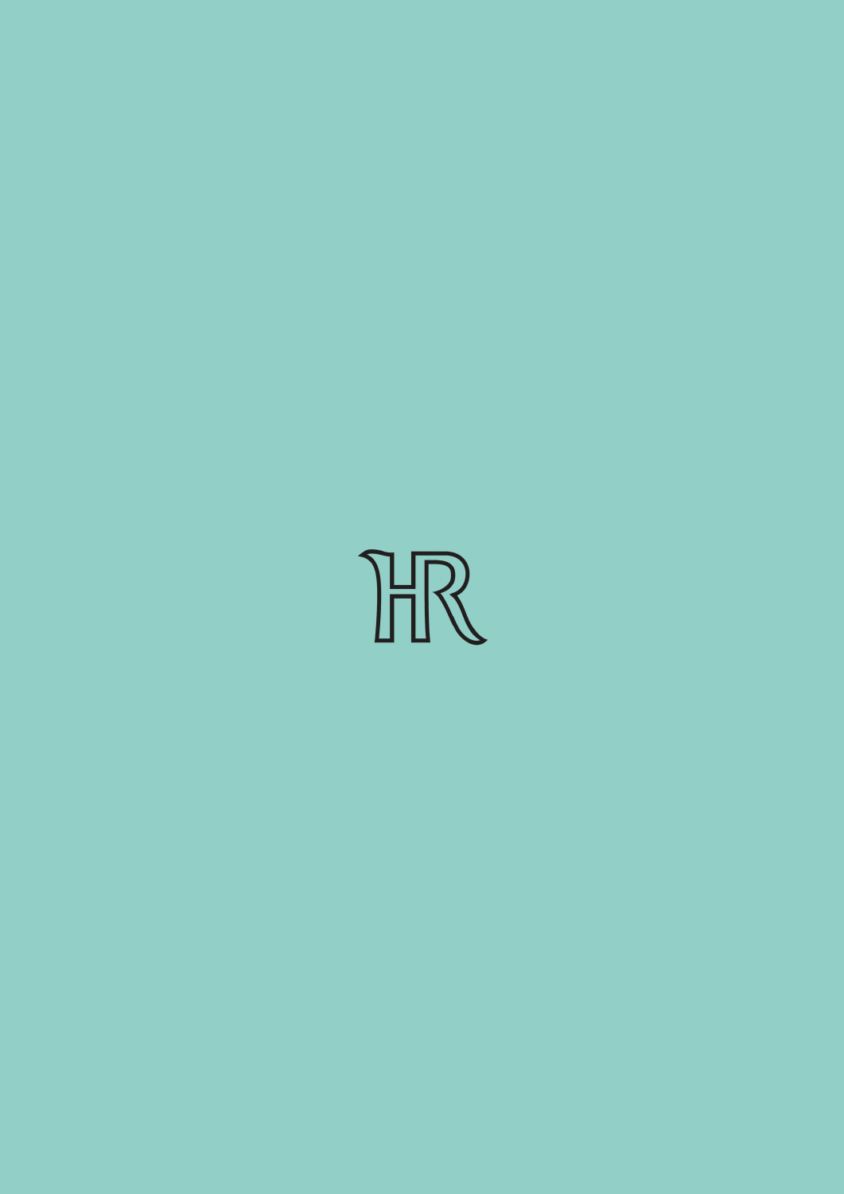HR